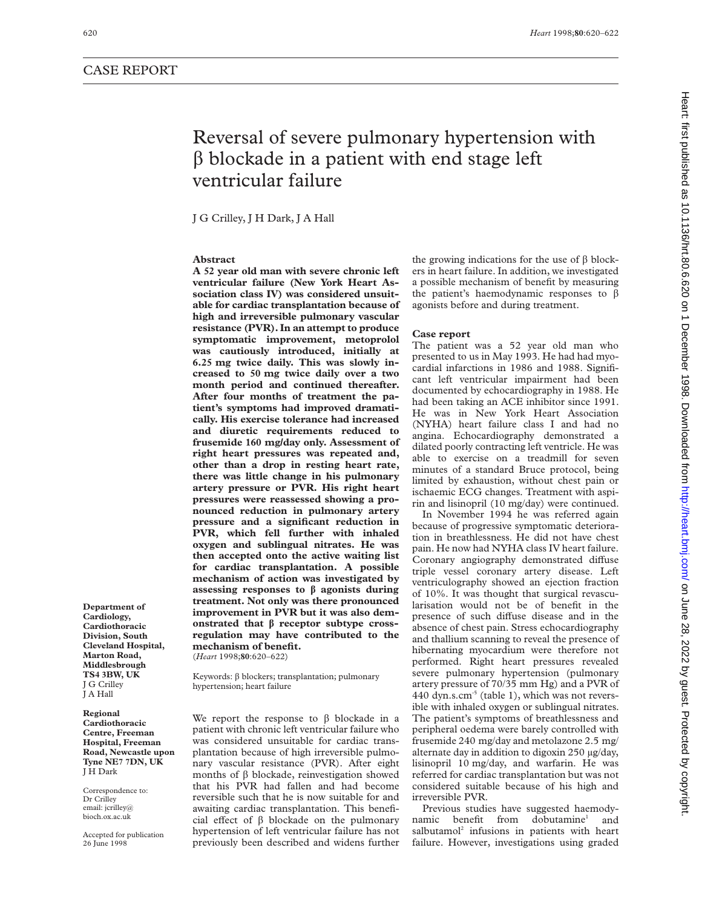CASE REPORT

# Reversal of severe pulmonary hypertension with β blockade in a patient with end stage left ventricular failure

J G Crilley, J H Dark, J A Hall

Department of Cardiology, Cardiothoracic Division, South Cleveland Hospital, Marton Road, Middlesbrough TS4 3BW, UK
J G Crilley
J A Hall

Regional Cardiothoracic Centre, Freeman Hospital, Freeman Road, Newcastle upon Tyne NE7 7DN, UK
J H Dark

Correspondence to: Dr Crilley
email: jcrilley@bioch.ox.ac.uk

Accepted for publication 26 June 1998

## Abstract

**A 52 year old man with severe chronic left ventricular failure (New York Heart Association class IV) was considered unsuitable for cardiac transplantation because of high and irreversible pulmonary vascular resistance (PVR). In an attempt to produce symptomatic improvement, metoprolol was cautiously introduced, initially at 6.25 mg twice daily. This was slowly increased to 50 mg twice daily over a two month period and continued thereafter. After four months of treatment the patient's symptoms had improved dramatically. His exercise tolerance had increased and diuretic requirements reduced to frusemide 160 mg/day only. Assessment of right heart pressures was repeated and, other than a drop in resting heart rate, there was little change in his pulmonary artery pressure or PVR. His right heart pressures were reassessed showing a pronounced reduction in pulmonary artery pressure and a significant reduction in PVR, which fell further with inhaled oxygen and sublingual nitrates. He was then accepted onto the active waiting list for cardiac transplantation. A possible mechanism of action was investigated by assessing responses to β agonists during treatment. Not only was there pronounced improvement in PVR but it was also demonstrated that β receptor subtype cross-regulation may have contributed to the mechanism of benefit.**
(*Heart* 1998;**80**:620–622)

Keywords: β blockers; transplantation; pulmonary hypertension; heart failure

We report the response to β blockade in a patient with chronic left ventricular failure who was considered unsuitable for cardiac transplantation because of high irreversible pulmonary vascular resistance (PVR). After eight months of β blockade, reinvestigation showed that his PVR had fallen and had become reversible such that he is now suitable for and awaiting cardiac transplantation. This beneficial effect of β blockade on the pulmonary hypertension of left ventricular failure has not previously been described and widens further the growing indications for the use of β blockers in heart failure. In addition, we investigated a possible mechanism of benefit by measuring the patient's haemodynamic responses to β agonists before and during treatment.

## Case report

The patient was a 52 year old man who presented to us in May 1993. He had had myocardial infarctions in 1986 and 1988. Significant left ventricular impairment had been documented by echocardiography in 1988. He had been taking an ACE inhibitor since 1991. He was in New York Heart Association (NYHA) heart failure class I and had no angina. Echocardiography demonstrated a dilated poorly contracting left ventricle. He was able to exercise on a treadmill for seven minutes of a standard Bruce protocol, being limited by exhaustion, without chest pain or ischaemic ECG changes. Treatment with aspirin and lisinopril (10 mg/day) were continued.

In November 1994 he was referred again because of progressive symptomatic deterioration in breathlessness. He did not have chest pain. He now had NYHA class IV heart failure. Coronary angiography demonstrated diffuse triple vessel coronary artery disease. Left ventriculography showed an ejection fraction of 10%. It was thought that surgical revascularisation would not be of benefit in the presence of such diffuse disease and in the absence of chest pain. Stress echocardiography and thallium scanning to reveal the presence of hibernating myocardium were therefore not performed. Right heart pressures revealed severe pulmonary hypertension (pulmonary artery pressure of 70/35 mm Hg) and a PVR of 440 dyn.s.cm$^{-5}$ (table 1), which was not reversible with inhaled oxygen or sublingual nitrates. The patient's symptoms of breathlessness and peripheral oedema were barely controlled with frusemide 240 mg/day and metolazone 2.5 mg/alternate day in addition to digoxin 250 μg/day, lisinopril 10 mg/day, and warfarin. He was referred for cardiac transplantation but was not considered suitable because of his high and irreversible PVR.

Previous studies have suggested haemodynamic benefit from dobutamine[1] and salbutamol[2] infusions in patients with heart failure. However, investigations using graded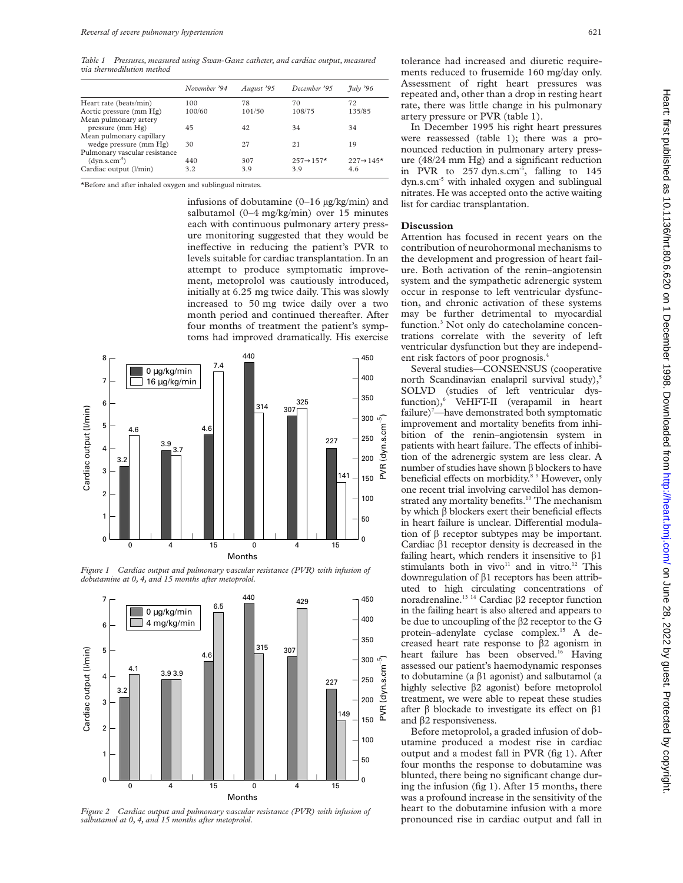*Table 1 Pressures, measured using Swan-Ganz catheter, and cardiac output, measured via thermodilution method*

| | November '94 | August '95 | December '95 | July '96 |
|---|---|---|---|---|
| Heart rate (beats/min) | 100 | 78 | 70 | 72 |
| Aortic pressure (mm Hg) | 100/60 | 101/50 | 108/75 | 135/85 |
| Mean pulmonary artery pressure (mm Hg) | 45 | 42 | 34 | 34 |
| Mean pulmonary capillary wedge pressure (mm Hg) | 30 | 27 | 21 | 19 |
| Pulmonary vascular resistance (dyn.s.cm$^{-5}$) | 440 | 307 | 257→157* | 227→145* |
| Cardiac output (l/min) | 3.2 | 3.9 | 3.9 | 4.6 |

*Before and after inhaled oxygen and sublingual nitrates.

infusions of dobutamine (0–16 μg/kg/min) and salbutamol (0–4 mg/kg/min) over 15 minutes each with continuous pulmonary artery pressure monitoring suggested that they would be ineffective in reducing the patient's PVR to levels suitable for cardiac transplantation. In an attempt to produce symptomatic improvement, metoprolol was cautiously introduced, initially at 6.25 mg twice daily. This was slowly increased to 50 mg twice daily over a two month period and continued thereafter. After four months of treatment the patient's symptoms had improved dramatically. His exercise tolerance had increased and diuretic requirements reduced to frusemide 160 mg/day only. Assessment of right heart pressures was repeated and, other than a drop in resting heart rate, there was little change in his pulmonary artery pressure or PVR (table 1).

In December 1995 his right heart pressures were reassessed (table 1); there was a pronounced reduction in pulmonary artery pressure (48/24 mm Hg) and a significant reduction in PVR to 257 dyn.s.cm$^{-5}$, falling to 145 dyn.s.cm$^{-5}$ with inhaled oxygen and sublingual nitrates. He was accepted onto the active waiting list for cardiac transplantation.

*Figure 1 Cardiac output and pulmonary vascular resistance (PVR) with infusion of dobutamine at 0, 4, and 15 months after metoprolol.*

*Figure 2 Cardiac output and pulmonary vascular resistance (PVR) with infusion of salbutamol at 0, 4, and 15 months after metoprolol.*

## Discussion

Attention has focused in recent years on the contribution of neurohormonal mechanisms to the development and progression of heart failure. Both activation of the renin–angiotensin system and the sympathetic adrenergic system occur in response to left ventricular dysfunction, and chronic activation of these systems may be further detrimental to myocardial function.[3] Not only do catecholamine concentrations correlate with the severity of left ventricular dysfunction but they are independent risk factors of poor prognosis.[4]

Several studies—CONSENSUS (cooperative north Scandinavian enalapril survival study),[5] SOLVD (studies of left ventricular dysfunction),[6] VeHFT-II (verapamil in heart failure)[7]—have demonstrated both symptomatic improvement and mortality benefits from inhibition of the renin–angiotensin system in patients with heart failure. The effects of inhibition of the adrenergic system are less clear. A number of studies have shown β blockers to have beneficial effects on morbidity.[8 9] However, only one recent trial involving carvedilol has demonstrated any mortality benefits.[10] The mechanism by which β blockers exert their beneficial effects in heart failure is unclear. Differential modulation of β receptor subtypes may be important. Cardiac β1 receptor density is decreased in the failing heart, which renders it insensitive to β1 stimulants both in vivo[11] and in vitro.[12] This downregulation of β1 receptors has been attributed to high circulating concentrations of noradrenaline.[13 14] Cardiac β2 receptor function in the failing heart is also altered and appears to be due to uncoupling of the β2 receptor to the G protein–adenylate cyclase complex.[15] A decreased heart rate response to β2 agonism in heart failure has been observed.[16] Having assessed our patient's haemodynamic responses to dobutamine (a β1 agonist) and salbutamol (a highly selective β2 agonist) before metoprolol treatment, we were able to repeat these studies after β blockade to investigate its effect on β1 and β2 responsiveness.

Before metoprolol, a graded infusion of dobutamine produced a modest rise in cardiac output and a modest fall in PVR (fig 1). After four months the response to dobutamine was blunted, there being no significant change during the infusion (fig 1). After 15 months, there was a profound increase in the sensitivity of the heart to the dobutamine infusion with a more pronounced rise in cardiac output and fall in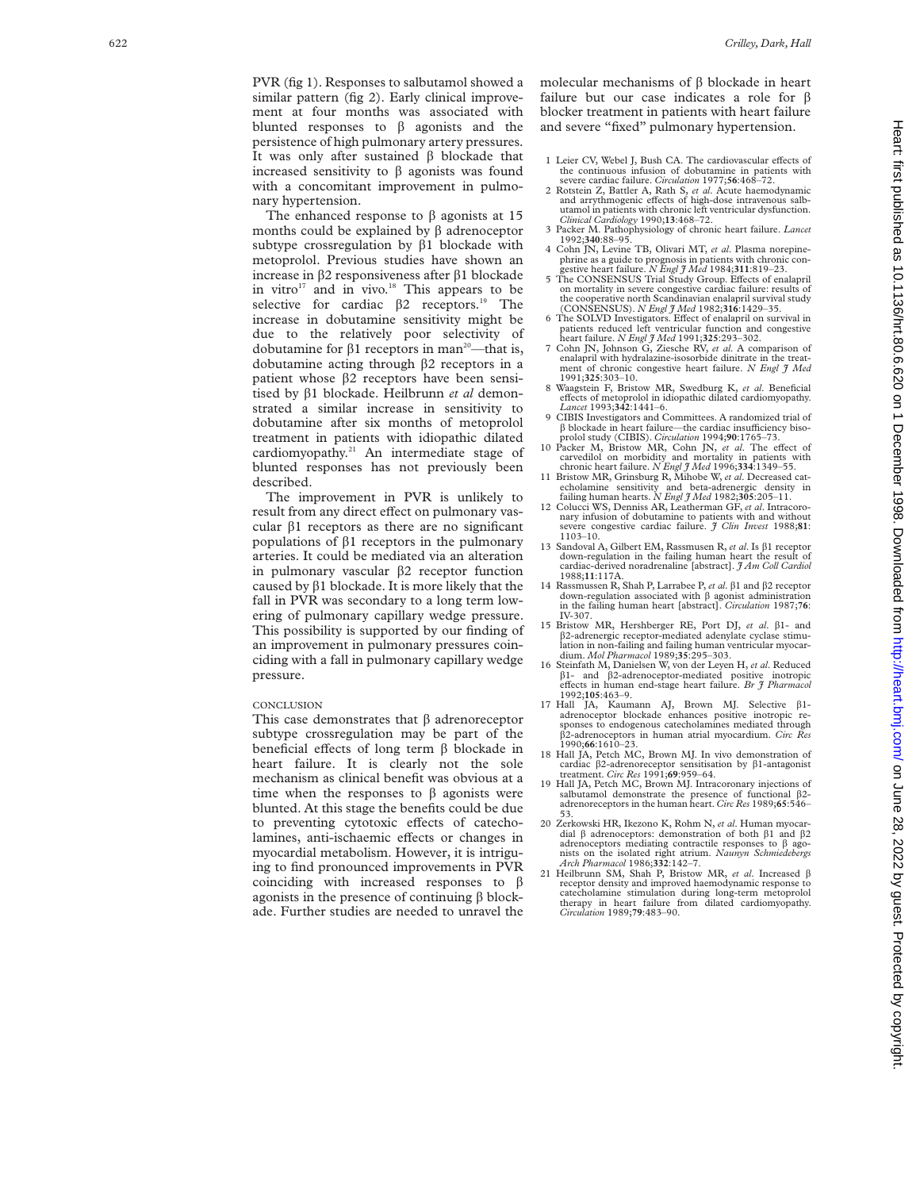PVR (fig 1). Responses to salbutamol showed a similar pattern (fig 2). Early clinical improvement at four months was associated with blunted responses to β agonists and the persistence of high pulmonary artery pressures. It was only after sustained β blockade that increased sensitivity to β agonists was found with a concomitant improvement in pulmonary hypertension.

The enhanced response to β agonists at 15 months could be explained by β adrenoceptor subtype crossregulation by β1 blockade with metoprolol. Previous studies have shown an increase in β2 responsiveness after β1 blockade in vitro[17] and in vivo.[18] This appears to be selective for cardiac β2 receptors.[19] The increase in dobutamine sensitivity might be due to the relatively poor selectivity of dobutamine for β1 receptors in man[20]—that is, dobutamine acting through β2 receptors in a patient whose β2 receptors have been sensitised by β1 blockade. Heilbrunn *et al* demonstrated a similar increase in sensitivity to dobutamine after six months of metoprolol treatment in patients with idiopathic dilated cardiomyopathy.[21] An intermediate stage of blunted responses has not previously been described.

The improvement in PVR is unlikely to result from any direct effect on pulmonary vascular β1 receptors as there are no significant populations of β1 receptors in the pulmonary arteries. It could be mediated via an alteration in pulmonary vascular β2 receptor function caused by β1 blockade. It is more likely that the fall in PVR was secondary to a long term lowering of pulmonary capillary wedge pressure. This possibility is supported by our finding of an improvement in pulmonary pressures coinciding with a fall in pulmonary capillary wedge pressure.

## CONCLUSION

This case demonstrates that β adrenoreceptor subtype crossregulation may be part of the beneficial effects of long term β blockade in heart failure. It is clearly not the sole mechanism as clinical benefit was obvious at a time when the responses to β agonists were blunted. At this stage the benefits could be due to preventing cytotoxic effects of catecholamines, anti-ischaemic effects or changes in myocardial metabolism. However, it is intriguing to find pronounced improvements in PVR coinciding with increased responses to β agonists in the presence of continuing β blockade. Further studies are needed to unravel the molecular mechanisms of β blockade in heart failure but our case indicates a role for β blocker treatment in patients with heart failure and severe "fixed" pulmonary hypertension.

1. Leier CV, Webel J, Bush CA. The cardiovascular effects of the continuous infusion of dobutamine in patients with severe cardiac failure. *Circulation* 1977;**56**:468–72.
2. Rotstein Z, Battler A, Rath S, *et al*. Acute haemodynamic and arrythmogenic effects of high-dose intravenous salbutamol in patients with chronic left ventricular dysfunction. *Clinical Cardiology* 1990;**13**:468–72.
3. Packer M. Pathophysiology of chronic heart failure. *Lancet* 1992;**340**:88–95.
4. Cohn JN, Levine TB, Olivari MT, *et al*. Plasma norepinephrine as a guide to prognosis in patients with chronic congestive heart failure. *N Engl J Med* 1984;**311**:819–23.
5. The CONSENSUS Trial Study Group. Effects of enalapril on mortality in severe congestive cardiac failure: results of the cooperative north Scandinavian enalapril survival study (CONSENSUS). *N Engl J Med* 1982;**316**:1429–35.
6. The SOLVD Investigators. Effect of enalapril on survival in patients reduced left ventricular function and congestive heart failure. *N Engl J Med* 1991;**325**:293–302.
7. Cohn JN, Johnson G, Ziesche RV, *et al*. A comparison of enalapril with hydralazine-isosorbide dinitrate in the treatment of chronic congestive heart failure. *N Engl J Med* 1991;**325**:303–10.
8. Waagstein F, Bristow MR, Swedburg K, *et al*. Beneficial effects of metoprolol in idiopathic dilated cardiomyopathy. *Lancet* 1993;**342**:1441–6.
9. CIBIS Investigators and Committees. A randomized trial of β blockade in heart failure—the cardiac insufficiency bisoprolol study (CIBIS). *Circulation* 1994;**90**:1765–73.
10. Packer M, Bristow MR, Cohn JN, *et al*. The effect of carvedilol on morbidity and mortality in patients with chronic heart failure. *N Engl J Med* 1996;**334**:1349–55.
11. Bristow MR, Grinsburg R, Mihobe W, *et al*. Decreased catecholamine sensitivity and beta-adrenergic density in failing human hearts. *N Engl J Med* 1982;**305**:205–11.
12. Colucci WS, Denniss AR, Leatherman GF, *et al*. Intracoronary infusion of dobutamine to patients with and without severe congestive cardiac failure. *J Clin Invest* 1988;**81**:1103–10.
13. Sandoval A, Gilbert EM, Rassmusen R, *et al*. Is β1 receptor down-regulation in the failing human heart the result of cardiac-derived noradrenaline [abstract]. *J Am Coll Cardiol* 1988;**11**:117A.
14. Rassmussen R, Shah P, Larrabee P, *et al*. β1 and β2 receptor down-regulation associated with β agonist administration in the failing human heart [abstract]. *Circulation* 1987;**76**:IV-307.
15. Bristow MR, Hershberger RE, Port DJ, *et al*. β1- and β2-adrenergic receptor-mediated adenylate cyclase stimulation in non-failing and failing human ventricular myocardium. *Mol Pharmacol* 1989;**35**:295–303.
16. Steinfath M, Danielsen W, von der Leyen H, *et al*. Reduced β1- and β2-adrenoceptor-mediated positive inotropic effects in human end-stage heart failure. *Br J Pharmacol* 1992;**105**:463–9.
17. Hall JA, Kaumann AJ, Brown MJ. Selective β1-adrenoceptor blockade enhances positive inotropic responses to endogenous catecholamines mediated through β2-adrenoceptors in human atrial myocardium. *Circ Res* 1990;**66**:1610–23.
18. Hall JA, Petch MC, Brown MJ. In vivo demonstration of cardiac β2-adrenoreceptor sensitisation by β1-antagonist treatment. *Circ Res* 1991;**69**:959–64.
19. Hall JA, Petch MC, Brown MJ. Intracoronary injections of salbutamol demonstrate the presence of functional β2-adrenoreceptors in the human heart. *Circ Res* 1989;**65**:546–53.
20. Zerkowski HR, Ikezono K, Rohm N, *et al*. Human myocardial β adrenoceptors: demonstration of both β1 and β2 adrenoceptors mediating contractile responses to β agonists on the isolated right atrium. *Naunyn Schmiedebergs Arch Pharmacol* 1986;**332**:142–7.
21. Heilbrunn SM, Shah P, Bristow MR, *et al*. Increased β receptor density and improved haemodynamic response to catecholamine stimulation during long-term metoprolol therapy in heart failure from dilated cardiomyopathy. *Circulation* 1989;**79**:483–90.